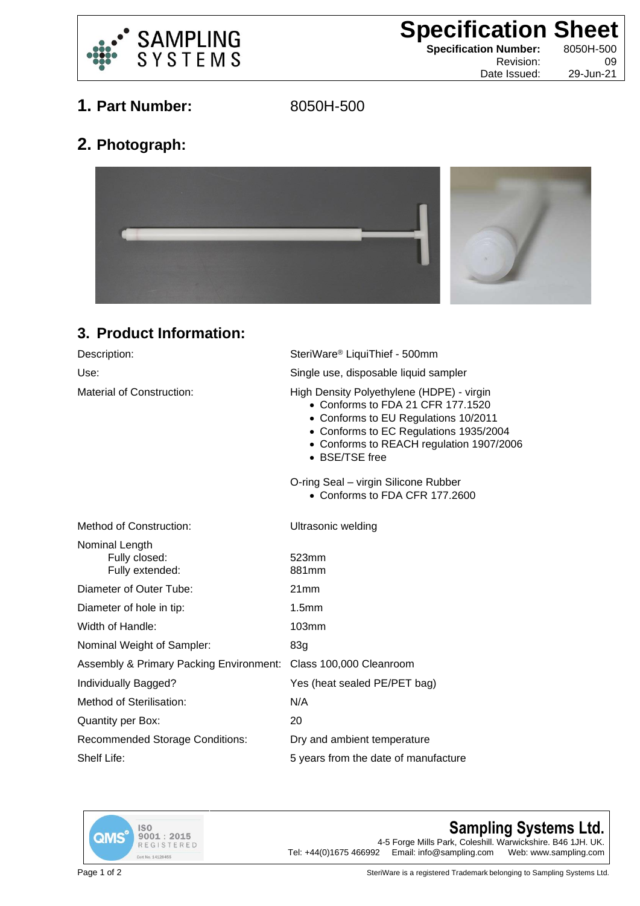# Specification Sheet

**Specification Number:** 8050H-500
Revision: 09
Date Issued: 29-Jun-21

## 1. Part Number: 8050H-500

## 2. Photograph:

## 3. Product Information:

| | |
|---|---|
| Description: | SteriWare® LiquiThief - 500mm |
| Use: | Single use, disposable liquid sampler |
| Material of Construction: | High Density Polyethylene (HDPE) - virgin<br>• Conforms to FDA 21 CFR 177.1520<br>• Conforms to EU Regulations 10/2011<br>• Conforms to EC Regulations 1935/2004<br>• Conforms to REACH regulation 1907/2006<br>• BSE/TSE free<br><br>O-ring Seal – virgin Silicone Rubber<br>• Conforms to FDA CFR 177.2600 |
| Method of Construction: | Ultrasonic welding |
| Nominal Length<br>Fully closed:<br>Fully extended: | <br>523mm<br>881mm |
| Diameter of Outer Tube: | 21mm |
| Diameter of hole in tip: | 1.5mm |
| Width of Handle: | 103mm |
| Nominal Weight of Sampler: | 83g |
| Assembly & Primary Packing Environment: | Class 100,000 Cleanroom |
| Individually Bagged? | Yes (heat sealed PE/PET bag) |
| Method of Sterilisation: | N/A |
| Quantity per Box: | 20 |
| Recommended Storage Conditions: | Dry and ambient temperature |
| Shelf Life: | 5 years from the date of manufacture |

QMS ISO 9001 : 2015 REGISTERED Cert No. 14128455

**Sampling Systems Ltd.**
4-5 Forge Mills Park, Coleshill. Warwickshire. B46 1JH. UK.
Tel: +44(0)1675 466992 Email: info@sampling.com Web: www.sampling.com

SteriWare is a registered Trademark belonging to Sampling Systems Ltd.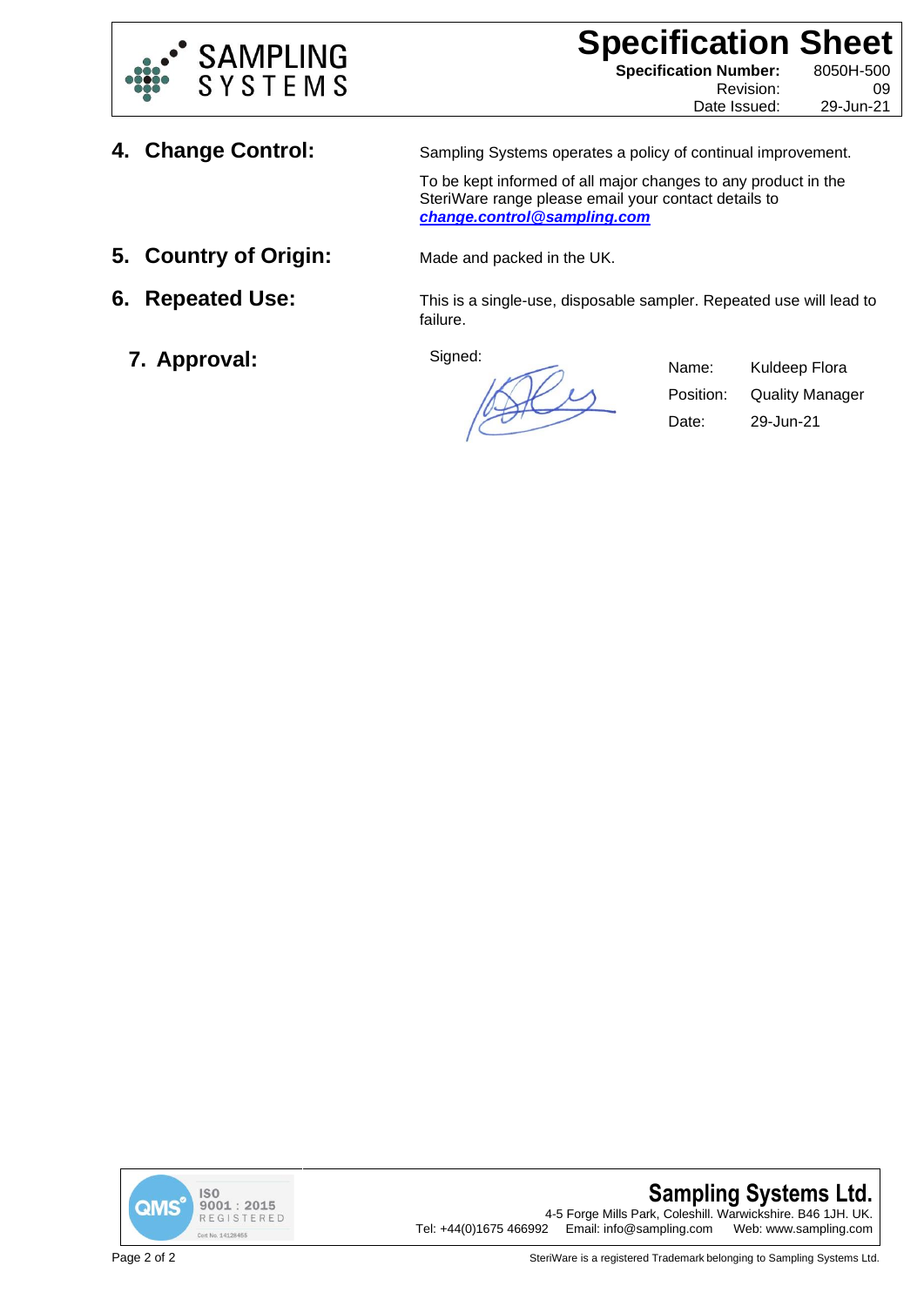## 4. Change Control:

Sampling Systems operates a policy of continual improvement.

To be kept informed of all major changes to any product in the SteriWare range please email your contact details to ***change.control@sampling.com***

## 5. Country of Origin:

Made and packed in the UK.

## 6. Repeated Use:

This is a single-use, disposable sampler. Repeated use will lead to failure.

## 7. Approval:

Signed:

| | |
|---|---|
| Name: | Kuldeep Flora |
| Position: | Quality Manager |
| Date: | 29-Jun-21 |

**Sampling Systems Ltd.**
4-5 Forge Mills Park, Coleshill. Warwickshire. B46 1JH. UK.
Tel: +44(0)1675 466992   Email: info@sampling.com   Web: www.sampling.com

SteriWare is a registered Trademark belonging to Sampling Systems Ltd.